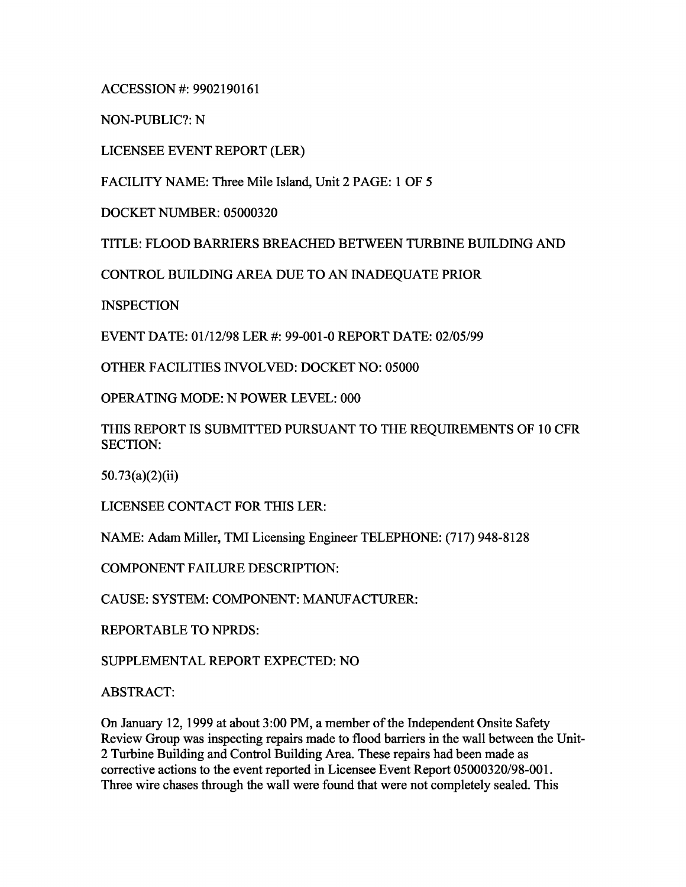ACCESSION #: 9902190161

NON-PUBLIC?: N

LICENSEE EVENT REPORT (LER)

FACILITY NAME: Three Mile Island, Unit 2 PAGE: 1 OF 5

DOCKET NUMBER: 05000320

TITLE: FLOOD BARRIERS BREACHED BETWEEN TURBINE BUILDING AND

CONTROL BUILDING AREA DUE TO AN INADEQUATE PRIOR

INSPECTION

EVENT DATE: 01/12/98 LER #: 99-001-0 REPORT DATE: 02/05/99

OTHER FACILITIES INVOLVED: DOCKET NO: 05000

OPERATING MODE: N POWER LEVEL: 000

THIS REPORT IS SUBMITTED PURSUANT TO THE REQUIREMENTS OF 10 CFR SECTION:

50.73(a)(2)(ii)

LICENSEE CONTACT FOR THIS LER:

NAME: Adam Miller, TMI Licensing Engineer TELEPHONE: (717) 948-8128

COMPONENT FAILURE DESCRIPTION:

CAUSE: SYSTEM: COMPONENT: MANUFACTURER:

REPORTABLE TO NPRDS:

SUPPLEMENTAL REPORT EXPECTED: NO

ABSTRACT:

On January 12, 1999 at about 3:00 PM, a member of the Independent Onsite Safety Review Group was inspecting repairs made to flood barriers in the wall between the Unit-2 Turbine Building and Control Building Area. These repairs had been made as corrective actions to the event reported in Licensee Event Report 05000320/98-001. Three wire chases through the wall were found that were not completely sealed. This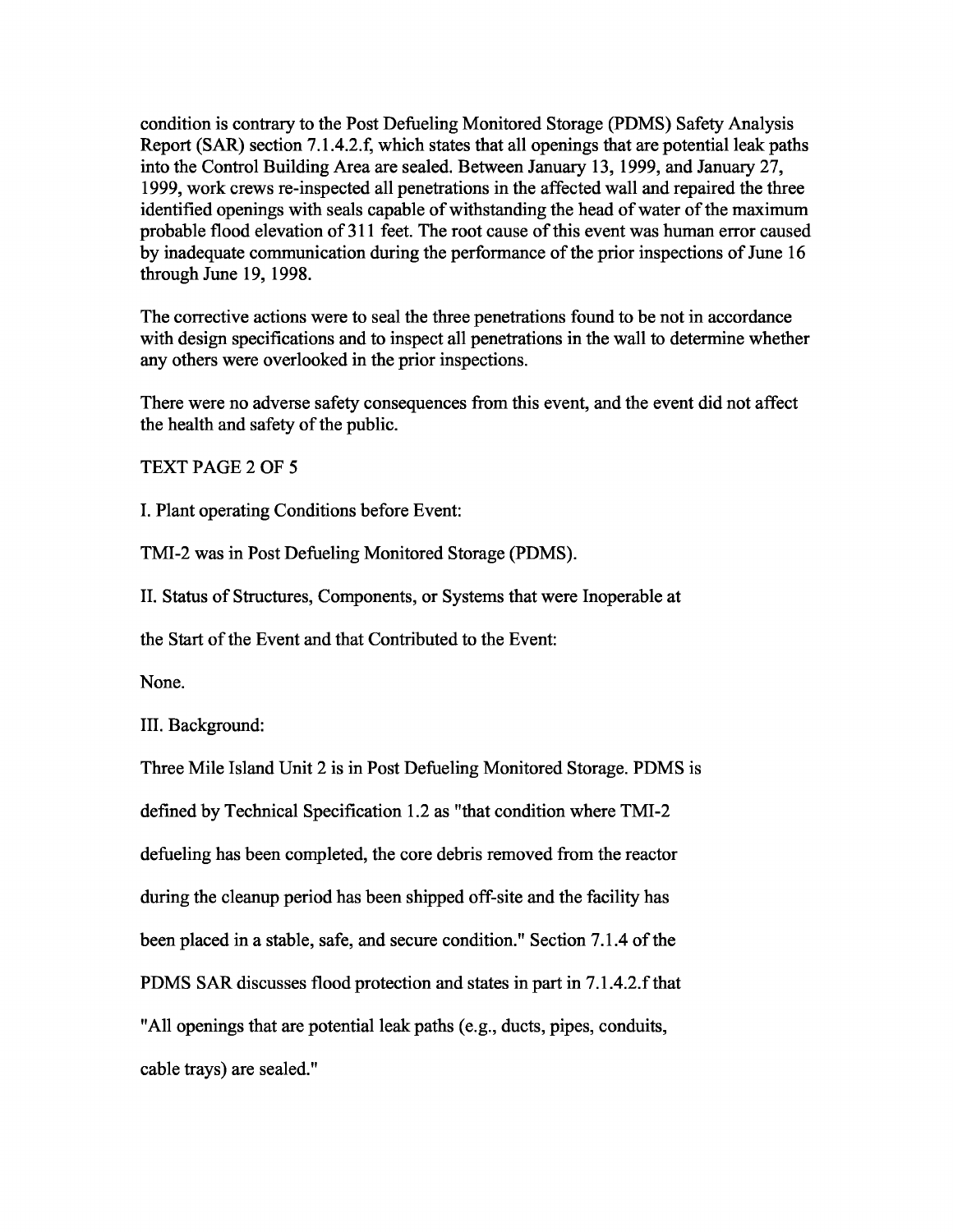condition is contrary to the Post Defueling Monitored Storage (PDMS) Safety Analysis Report (SAR) section 7.1.4.2.f, which states that all openings that are potential leak paths into the Control Building Area are sealed. Between January 13, 1999, and January 27, 1999, work crews re-inspected all penetrations in the affected wall and repaired the three identified openings with seals capable of withstanding the head of water of the maximum probable flood elevation of 311 feet. The root cause of this event was human error caused by inadequate communication during the performance of the prior inspections of June 16 through June 19, 1998.

The corrective actions were to seal the three penetrations found to be not in accordance with design specifications and to inspect all penetrations in the wall to determine whether any others were overlooked in the prior inspections.

There were no adverse safety consequences from this event, and the event did not affect the health and safety of the public.

TEXT PAGE 2 OF 5

I. Plant operating Conditions before Event:

TMI-2 was in Post Defueling Monitored Storage (PDMS).

II. Status of Structures, Components, or Systems that were Inoperable at the Start of the Event and that Contributed to the Event:

None.

III. Background:

Three Mile Island Unit 2 is in Post Defueling Monitored Storage. PDMS is defined by Technical Specification 1.2 as "that condition where TMI-2 defueling has been completed, the core debris removed from the reactor during the cleanup period has been shipped off-site and the facility has been placed in a stable, safe, and secure condition." Section 7.1.4 of the PDMS SAR discusses flood protection and states in part in 7.1.4.2.f that "All openings that are potential leak paths (e.g., ducts, pipes, conduits, cable trays) are sealed."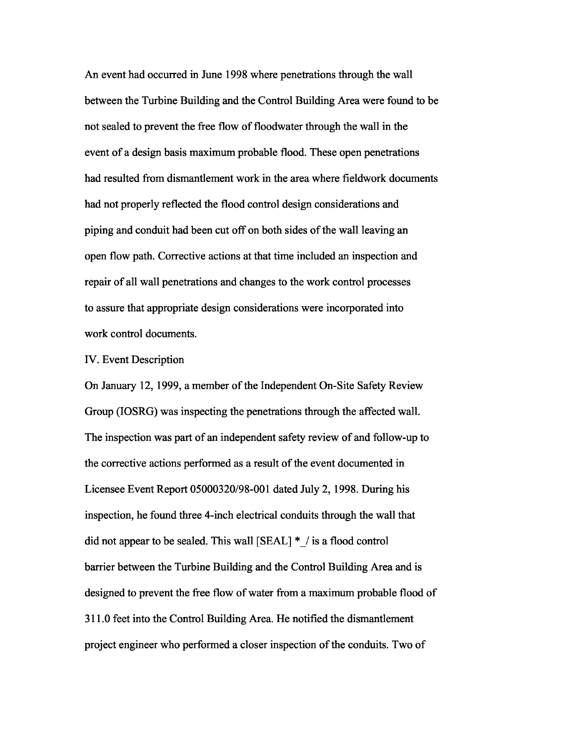An event had occurred in June 1998 where penetrations through the wall between the Turbine Building and the Control Building Area were found to be not sealed to prevent the free flow of floodwater through the wall in the event of a design basis maximum probable flood. These open penetrations had resulted from dismantlement work in the area where fieldwork documents had not properly reflected the flood control design considerations and piping and conduit had been cut off on both sides of the wall leaving an open flow path. Corrective actions at that time included an inspection and repair of all wall penetrations and changes to the work control processes to assure that appropriate design considerations were incorporated into work control documents.

IV. Event Description

On January 12, 1999, a member of the Independent On-Site Safety Review Group (IOSRG) was inspecting the penetrations through the affected wall. The inspection was part of an independent safety review of and follow-up to the corrective actions performed as a result of the event documented in Licensee Event Report 05000320/98-001 dated July 2, 1998. During his inspection, he found three 4-inch electrical conduits through the wall that did not appear to be sealed. This wall [SEAL] *_/ is a flood control barrier between the Turbine Building and the Control Building Area and is designed to prevent the free flow of water from a maximum probable flood of 311.0 feet into the Control Building Area. He notified the dismantlement project engineer who performed a closer inspection of the conduits. Two of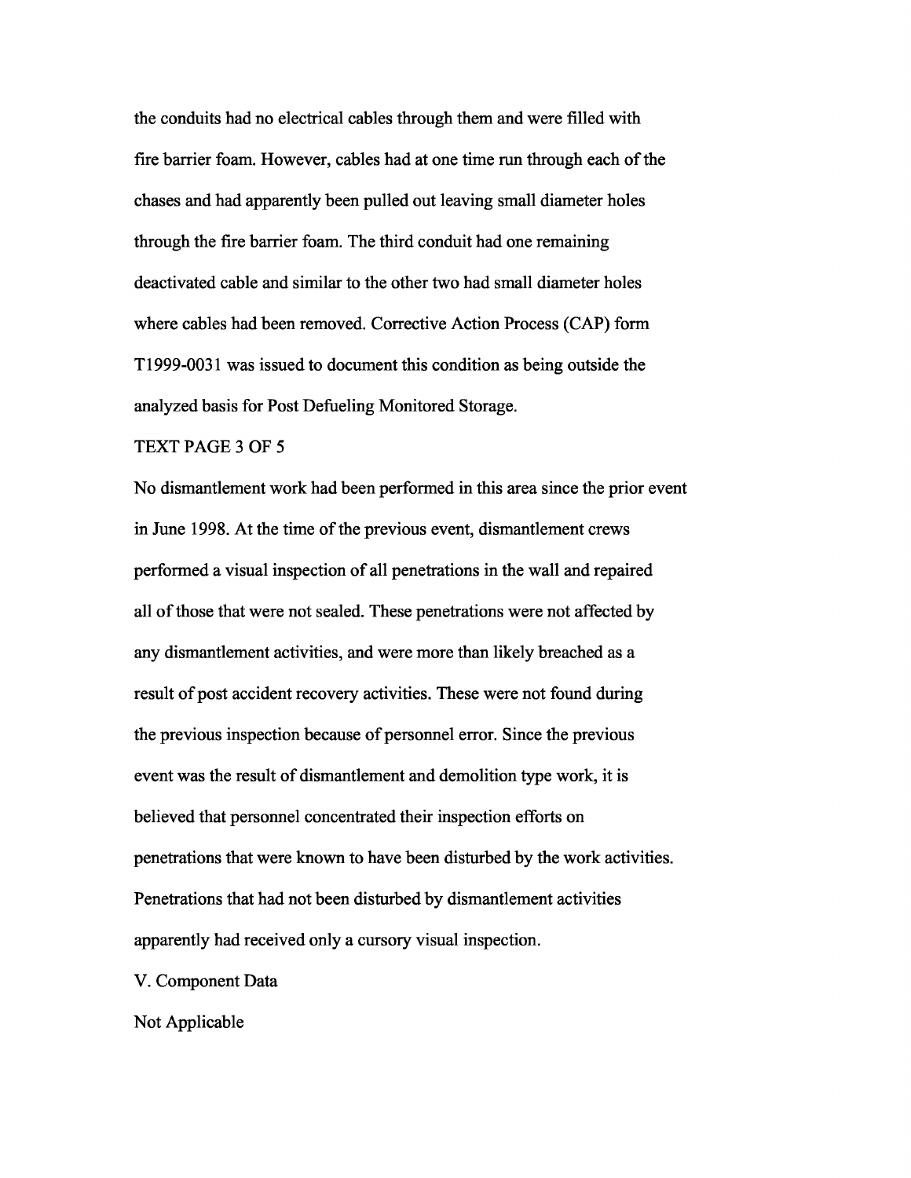the conduits had no electrical cables through them and were filled with fire barrier foam. However, cables had at one time run through each of the chases and had apparently been pulled out leaving small diameter holes through the fire barrier foam. The third conduit had one remaining deactivated cable and similar to the other two had small diameter holes where cables had been removed. Corrective Action Process (CAP) form T1999-0031 was issued to document this condition as being outside the analyzed basis for Post Defueling Monitored Storage.

No dismantlement work had been performed in this area since the prior event in June 1998. At the time of the previous event, dismantlement crews performed a visual inspection of all penetrations in the wall and repaired all of those that were not sealed. These penetrations were not affected by any dismantlement activities, and were more than likely breached as a result of post accident recovery activities. These were not found during the previous inspection because of personnel error. Since the previous event was the result of dismantlement and demolition type work, it is believed that personnel concentrated their inspection efforts on penetrations that were known to have been disturbed by the work activities. Penetrations that had not been disturbed by dismantlement activities apparently had received only a cursory visual inspection.

## V. Component Data

Not Applicable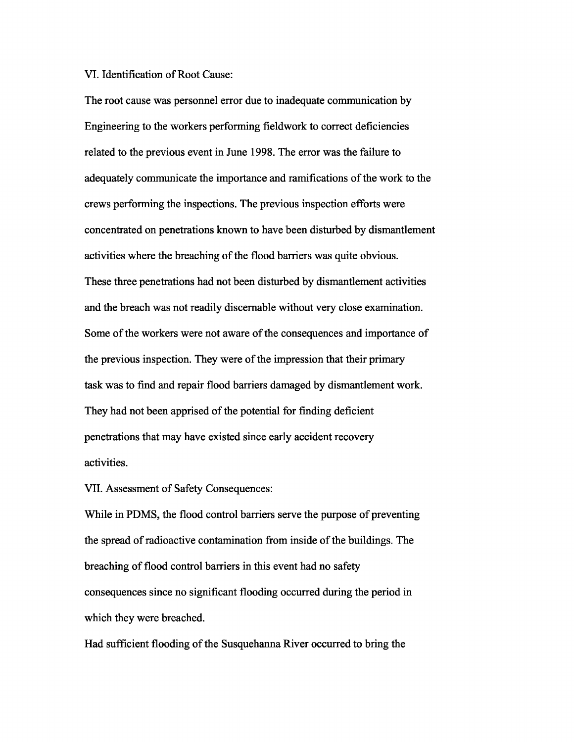VI. Identification of Root Cause:

The root cause was personnel error due to inadequate communication by Engineering to the workers performing fieldwork to correct deficiencies related to the previous event in June 1998. The error was the failure to adequately communicate the importance and ramifications of the work to the crews performing the inspections. The previous inspection efforts were concentrated on penetrations known to have been disturbed by dismantlement activities where the breaching of the flood barriers was quite obvious. These three penetrations had not been disturbed by dismantlement activities and the breach was not readily discernable without very close examination. Some of the workers were not aware of the consequences and importance of the previous inspection. They were of the impression that their primary task was to find and repair flood barriers damaged by dismantlement work. They had not been apprised of the potential for finding deficient penetrations that may have existed since early accident recovery activities.

VII. Assessment of Safety Consequences:

While in PDMS, the flood control barriers serve the purpose of preventing the spread of radioactive contamination from inside of the buildings. The breaching of flood control barriers in this event had no safety consequences since no significant flooding occurred during the period in which they were breached.

Had sufficient flooding of the Susquehanna River occurred to bring the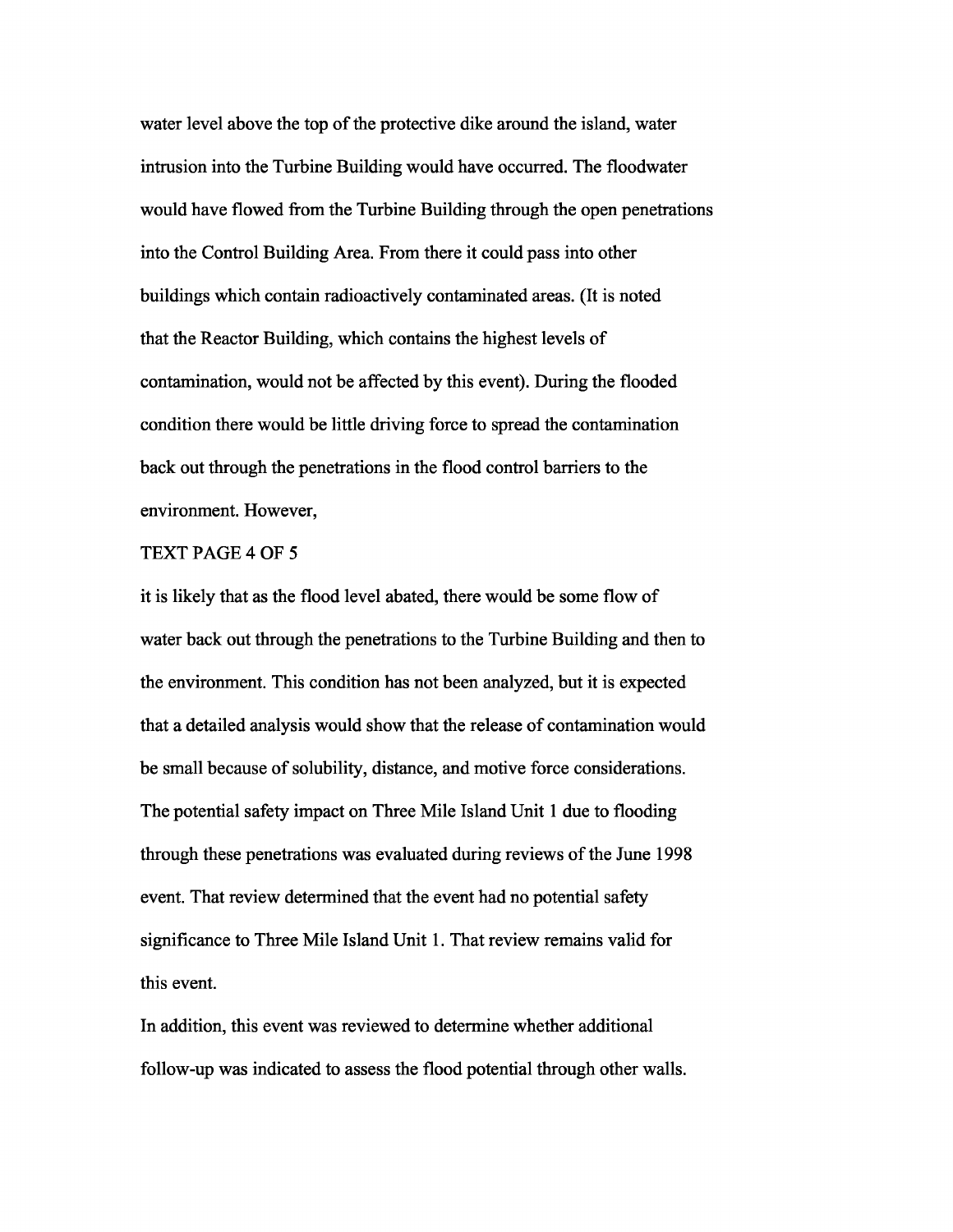water level above the top of the protective dike around the island, water intrusion into the Turbine Building would have occurred. The floodwater would have flowed from the Turbine Building through the open penetrations into the Control Building Area. From there it could pass into other buildings which contain radioactively contaminated areas. (It is noted that the Reactor Building, which contains the highest levels of contamination, would not be affected by this event). During the flooded condition there would be little driving force to spread the contamination back out through the penetrations in the flood control barriers to the environment. However,

TEXT PAGE 4 OF 5

it is likely that as the flood level abated, there would be some flow of water back out through the penetrations to the Turbine Building and then to the environment. This condition has not been analyzed, but it is expected that a detailed analysis would show that the release of contamination would be small because of solubility, distance, and motive force considerations. The potential safety impact on Three Mile Island Unit 1 due to flooding through these penetrations was evaluated during reviews of the June 1998 event. That review determined that the event had no potential safety significance to Three Mile Island Unit 1. That review remains valid for this event.

In addition, this event was reviewed to determine whether additional follow-up was indicated to assess the flood potential through other walls.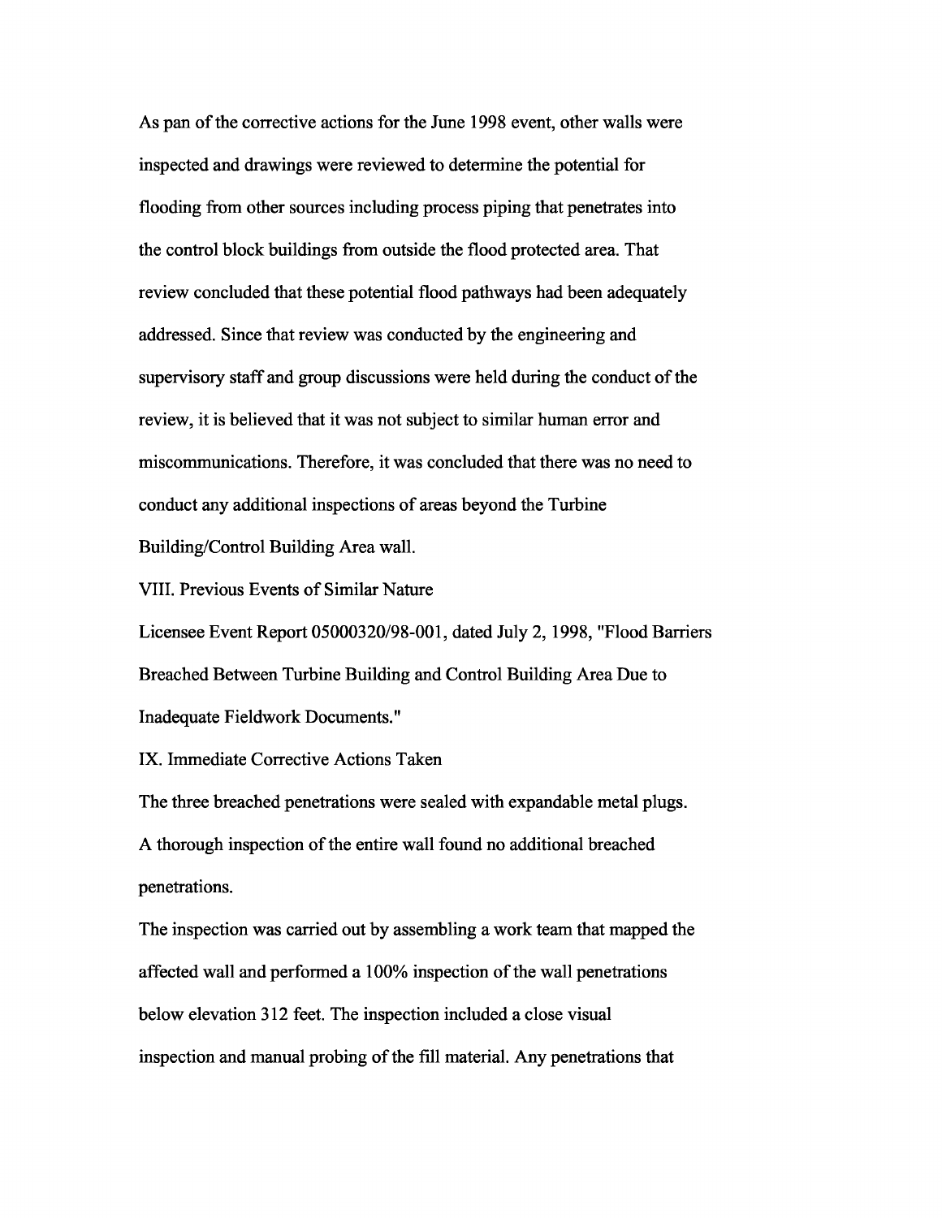As pan of the corrective actions for the June 1998 event, other walls were inspected and drawings were reviewed to determine the potential for flooding from other sources including process piping that penetrates into the control block buildings from outside the flood protected area. That review concluded that these potential flood pathways had been adequately addressed. Since that review was conducted by the engineering and supervisory staff and group discussions were held during the conduct of the review, it is believed that it was not subject to similar human error and miscommunications. Therefore, it was concluded that there was no need to conduct any additional inspections of areas beyond the Turbine Building/Control Building Area wall.

## VIII. Previous Events of Similar Nature

Licensee Event Report 05000320/98-001, dated July 2, 1998, "Flood Barriers Breached Between Turbine Building and Control Building Area Due to Inadequate Fieldwork Documents."

## IX. Immediate Corrective Actions Taken

The three breached penetrations were sealed with expandable metal plugs. A thorough inspection of the entire wall found no additional breached penetrations.

The inspection was carried out by assembling a work team that mapped the affected wall and performed a 100% inspection of the wall penetrations below elevation 312 feet. The inspection included a close visual inspection and manual probing of the fill material. Any penetrations that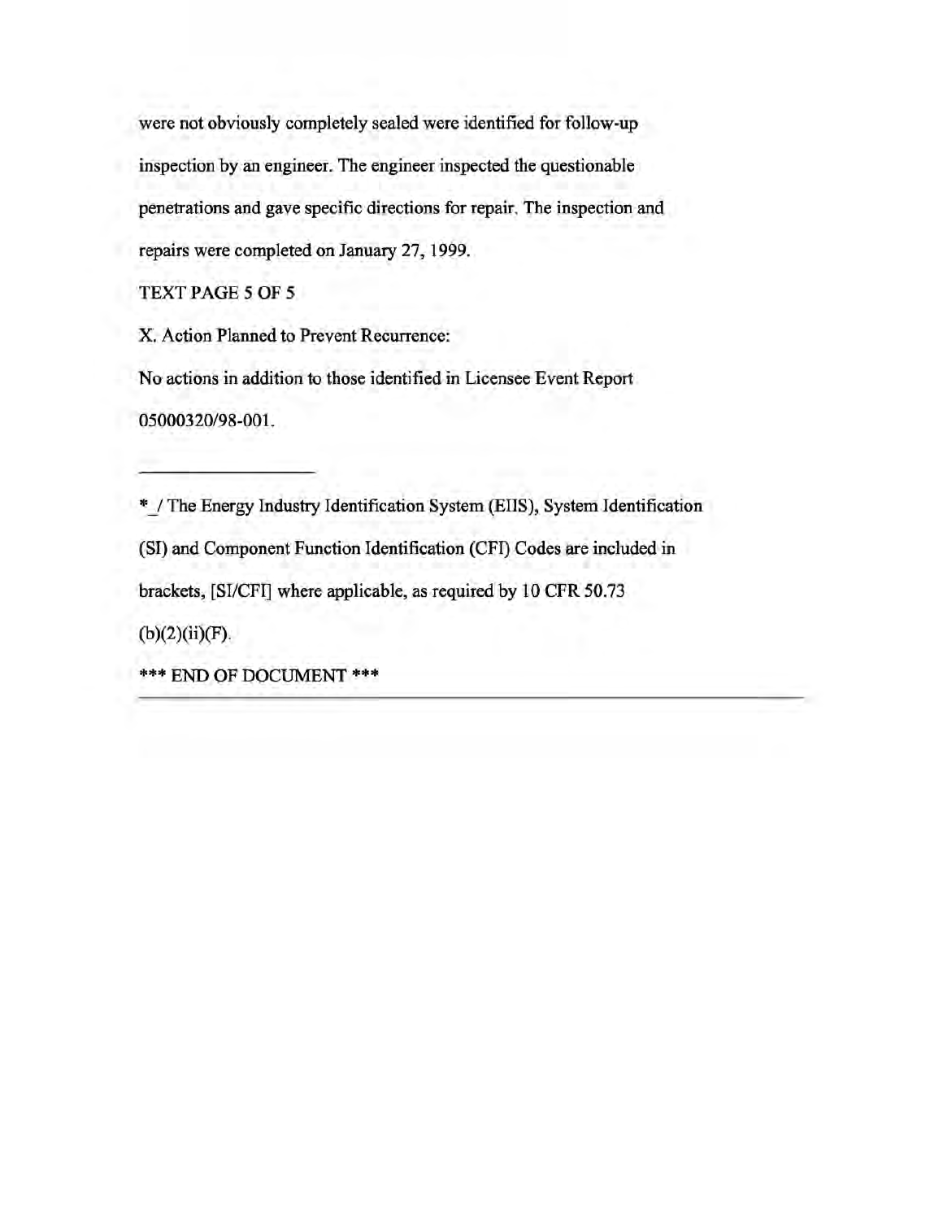were not obviously completely sealed were identified for follow-up inspection by an engineer. The engineer inspected the questionable penetrations and gave specific directions for repair. The inspection and repairs were completed on January 27, 1999.

TEXT PAGE 5 OF 5

X. Action Planned to Prevent Recurrence:

No actions in addition to those identified in Licensee Event Report 05000320/98-001.

---

*_/ The Energy Industry Identification System (EIIS), System Identification (SI) and Component Function Identification (CFI) Codes are included in brackets, [SI/CFI] where applicable, as required by 10 CFR 50.73 (b)(2)(ii)(F).

*** END OF DOCUMENT ***